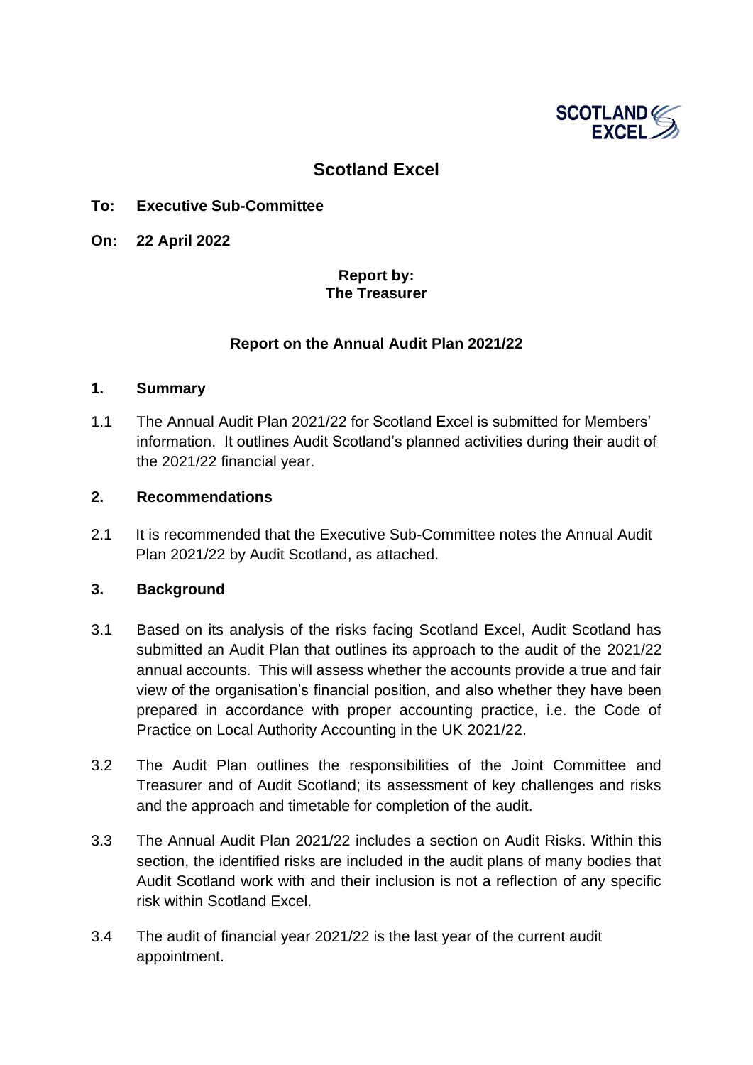# Scotland Excel

**To: Executive Sub-Committee**

**On: 22 April 2022**

**Report by:**
**The Treasurer**

**Report on the Annual Audit Plan 2021/22**

## 1. Summary

1.1 The Annual Audit Plan 2021/22 for Scotland Excel is submitted for Members' information. It outlines Audit Scotland's planned activities during their audit of the 2021/22 financial year.

## 2. Recommendations

2.1 It is recommended that the Executive Sub-Committee notes the Annual Audit Plan 2021/22 by Audit Scotland, as attached.

## 3. Background

3.1 Based on its analysis of the risks facing Scotland Excel, Audit Scotland has submitted an Audit Plan that outlines its approach to the audit of the 2021/22 annual accounts. This will assess whether the accounts provide a true and fair view of the organisation's financial position, and also whether they have been prepared in accordance with proper accounting practice, i.e. the Code of Practice on Local Authority Accounting in the UK 2021/22.

3.2 The Audit Plan outlines the responsibilities of the Joint Committee and Treasurer and of Audit Scotland; its assessment of key challenges and risks and the approach and timetable for completion of the audit.

3.3 The Annual Audit Plan 2021/22 includes a section on Audit Risks. Within this section, the identified risks are included in the audit plans of many bodies that Audit Scotland work with and their inclusion is not a reflection of any specific risk within Scotland Excel.

3.4 The audit of financial year 2021/22 is the last year of the current audit appointment.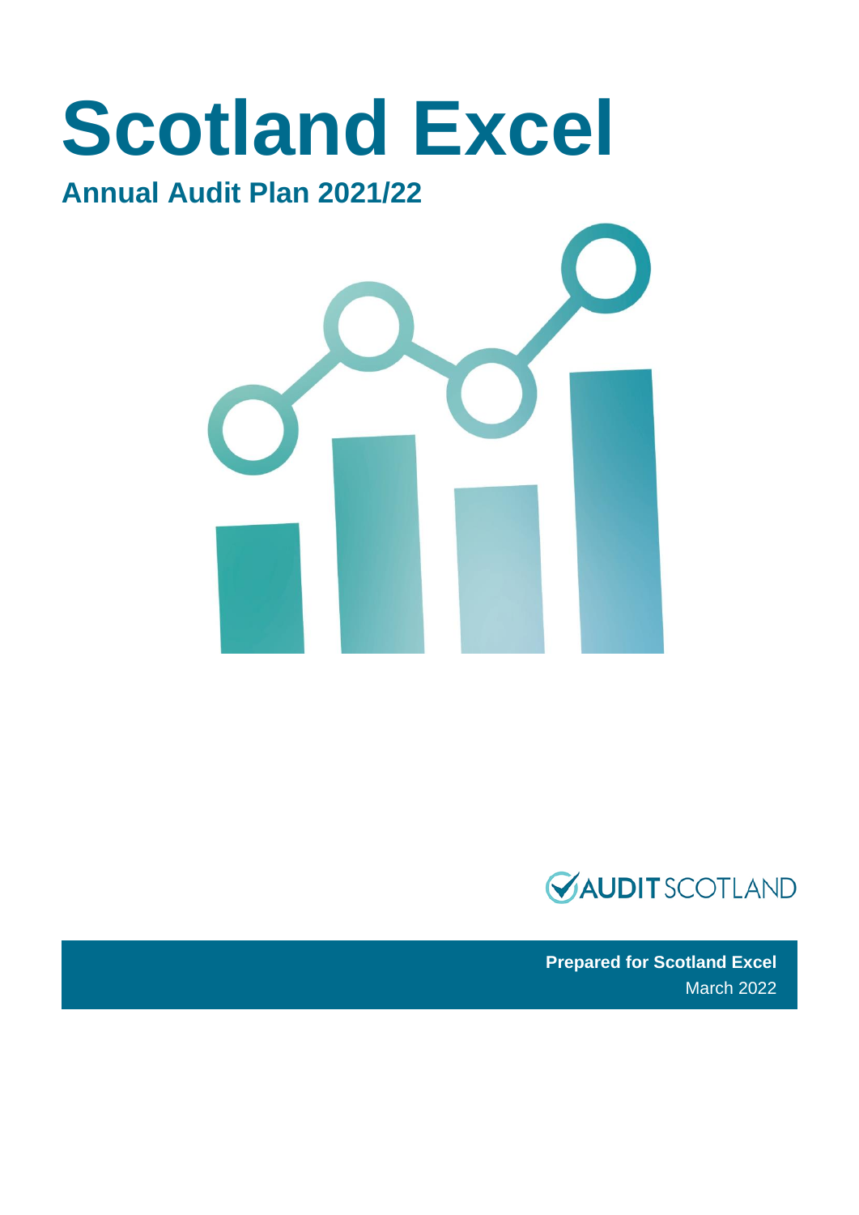# Scotland Excel

## Annual Audit Plan 2021/22

AUDIT SCOTLAND

**Prepared for Scotland Excel**
March 2022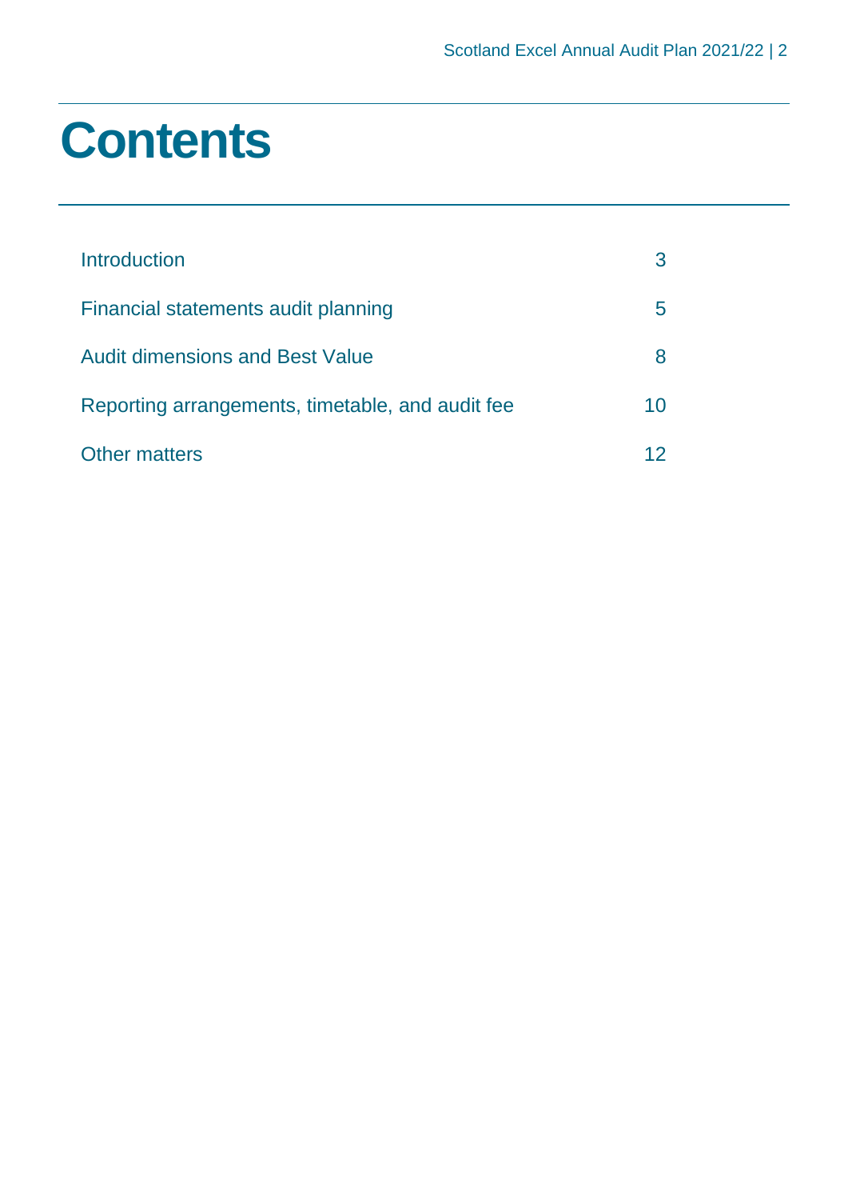# Contents

| | |
|---|---|
| Introduction | 3 |
| Financial statements audit planning | 5 |
| Audit dimensions and Best Value | 8 |
| Reporting arrangements, timetable, and audit fee | 10 |
| Other matters | 12 |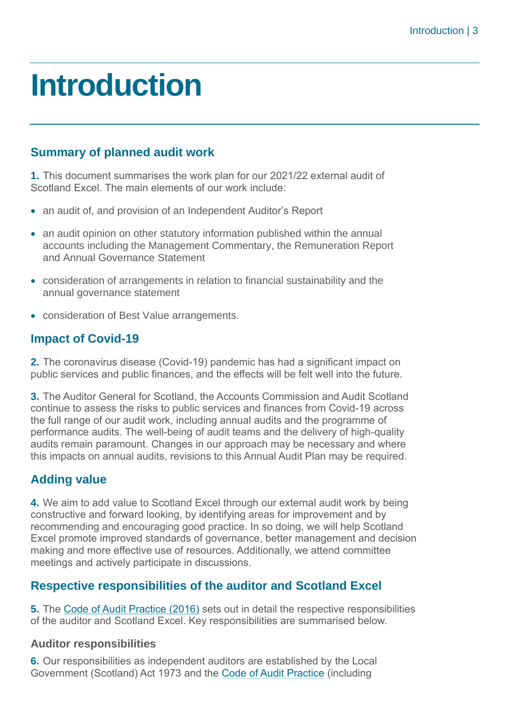# Introduction

## Summary of planned audit work

**1.** This document summarises the work plan for our 2021/22 external audit of Scotland Excel. The main elements of our work include:

- an audit of, and provision of an Independent Auditor's Report
- an audit opinion on other statutory information published within the annual accounts including the Management Commentary, the Remuneration Report and Annual Governance Statement
- consideration of arrangements in relation to financial sustainability and the annual governance statement
- consideration of Best Value arrangements.

## Impact of Covid-19

**2.** The coronavirus disease (Covid-19) pandemic has had a significant impact on public services and public finances, and the effects will be felt well into the future.

**3.** The Auditor General for Scotland, the Accounts Commission and Audit Scotland continue to assess the risks to public services and finances from Covid-19 across the full range of our audit work, including annual audits and the programme of performance audits. The well-being of audit teams and the delivery of high-quality audits remain paramount. Changes in our approach may be necessary and where this impacts on annual audits, revisions to this Annual Audit Plan may be required.

## Adding value

**4.** We aim to add value to Scotland Excel through our external audit work by being constructive and forward looking, by identifying areas for improvement and by recommending and encouraging good practice. In so doing, we will help Scotland Excel promote improved standards of governance, better management and decision making and more effective use of resources. Additionally, we attend committee meetings and actively participate in discussions.

## Respective responsibilities of the auditor and Scotland Excel

**5.** The Code of Audit Practice (2016) sets out in detail the respective responsibilities of the auditor and Scotland Excel. Key responsibilities are summarised below.

### Auditor responsibilities

**6.** Our responsibilities as independent auditors are established by the Local Government (Scotland) Act 1973 and the Code of Audit Practice (including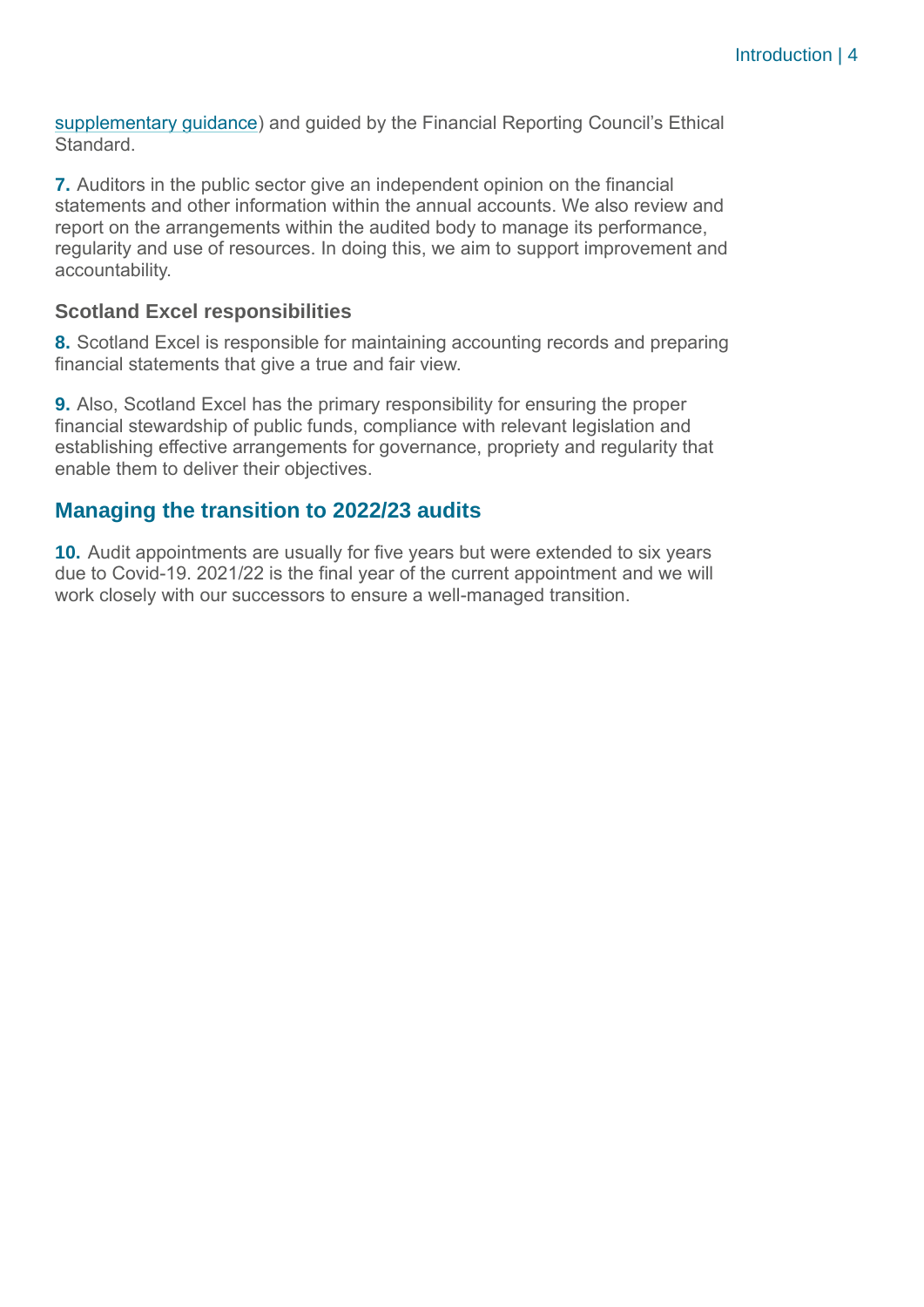supplementary guidance) and guided by the Financial Reporting Council's Ethical Standard.

**7.** Auditors in the public sector give an independent opinion on the financial statements and other information within the annual accounts. We also review and report on the arrangements within the audited body to manage its performance, regularity and use of resources. In doing this, we aim to support improvement and accountability.

### Scotland Excel responsibilities

**8.** Scotland Excel is responsible for maintaining accounting records and preparing financial statements that give a true and fair view.

**9.** Also, Scotland Excel has the primary responsibility for ensuring the proper financial stewardship of public funds, compliance with relevant legislation and establishing effective arrangements for governance, propriety and regularity that enable them to deliver their objectives.

## Managing the transition to 2022/23 audits

**10.** Audit appointments are usually for five years but were extended to six years due to Covid-19. 2021/22 is the final year of the current appointment and we will work closely with our successors to ensure a well-managed transition.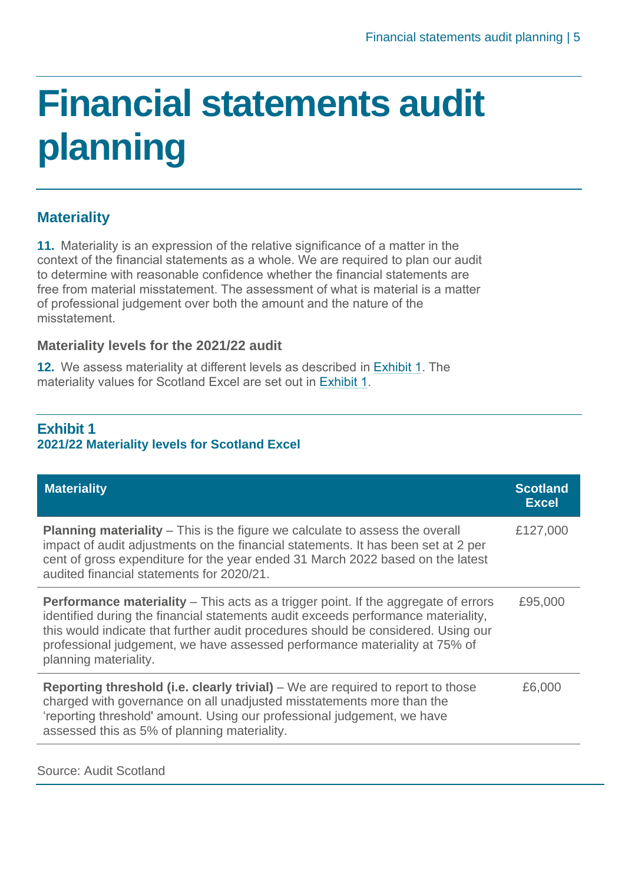# Financial statements audit planning

## Materiality

**11.** Materiality is an expression of the relative significance of a matter in the context of the financial statements as a whole. We are required to plan our audit to determine with reasonable confidence whether the financial statements are free from material misstatement. The assessment of what is material is a matter of professional judgement over both the amount and the nature of the misstatement.

### Materiality levels for the 2021/22 audit

**12.** We assess materiality at different levels as described in Exhibit 1. The materiality values for Scotland Excel are set out in Exhibit 1.

**Exhibit 1**
**2021/22 Materiality levels for Scotland Excel**

| Materiality | Scotland Excel |
|---|---|
| **Planning materiality** – This is the figure we calculate to assess the overall impact of audit adjustments on the financial statements. It has been set at 2 per cent of gross expenditure for the year ended 31 March 2022 based on the latest audited financial statements for 2020/21. | £127,000 |
| **Performance materiality** – This acts as a trigger point. If the aggregate of errors identified during the financial statements audit exceeds performance materiality, this would indicate that further audit procedures should be considered. Using our professional judgement, we have assessed performance materiality at 75% of planning materiality. | £95,000 |
| **Reporting threshold (i.e. clearly trivial)** – We are required to report to those charged with governance on all unadjusted misstatements more than the 'reporting threshold' amount. Using our professional judgement, we have assessed this as 5% of planning materiality. | £6,000 |

Source: Audit Scotland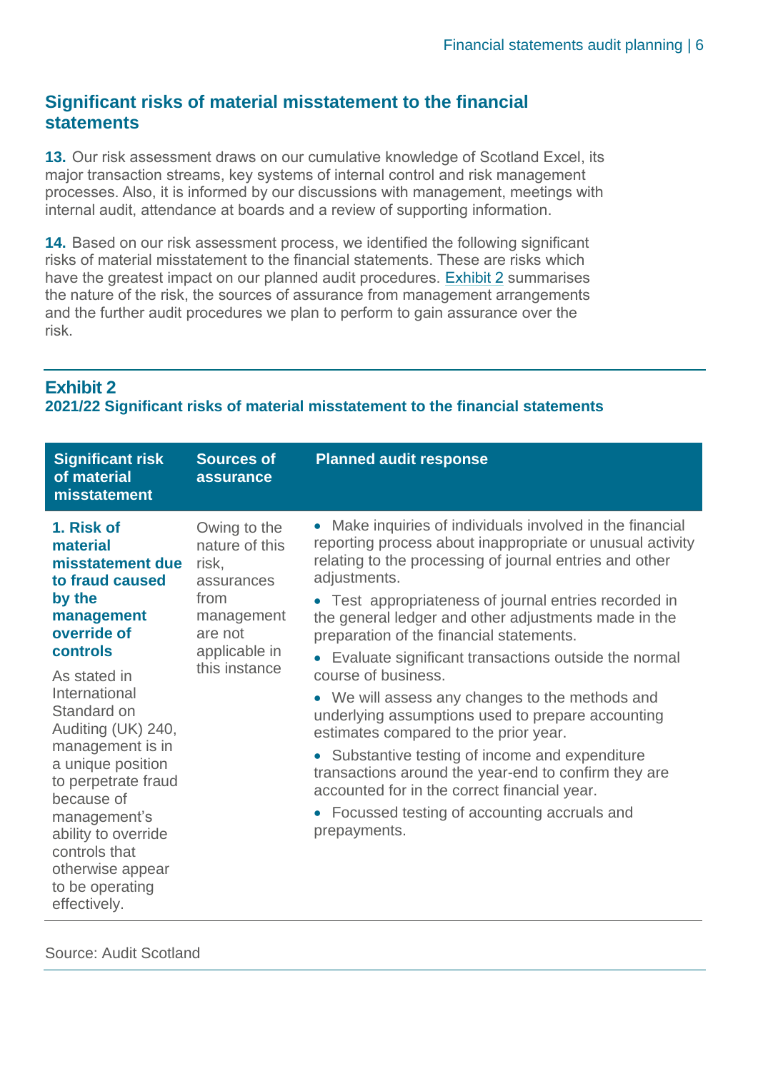## Significant risks of material misstatement to the financial statements

**13.** Our risk assessment draws on our cumulative knowledge of Scotland Excel, its major transaction streams, key systems of internal control and risk management processes. Also, it is informed by our discussions with management, meetings with internal audit, attendance at boards and a review of supporting information.

**14.** Based on our risk assessment process, we identified the following significant risks of material misstatement to the financial statements. These are risks which have the greatest impact on our planned audit procedures. Exhibit 2 summarises the nature of the risk, the sources of assurance from management arrangements and the further audit procedures we plan to perform to gain assurance over the risk.

### Exhibit 2
**2021/22 Significant risks of material misstatement to the financial statements**

| Significant risk of material misstatement | Sources of assurance | Planned audit response |
|---|---|---|
| **1. Risk of material misstatement due to fraud caused by the management override of controls**<br><br>As stated in International Standard on Auditing (UK) 240, management is in a unique position to perpetrate fraud because of management's ability to override controls that otherwise appear to be operating effectively. | Owing to the nature of this risk, assurances from management are not applicable in this instance | • Make inquiries of individuals involved in the financial reporting process about inappropriate or unusual activity relating to the processing of journal entries and other adjustments.<br>• Test appropriateness of journal entries recorded in the general ledger and other adjustments made in the preparation of the financial statements.<br>• Evaluate significant transactions outside the normal course of business.<br>• We will assess any changes to the methods and underlying assumptions used to prepare accounting estimates compared to the prior year.<br>• Substantive testing of income and expenditure transactions around the year-end to confirm they are accounted for in the correct financial year.<br>• Focussed testing of accounting accruals and prepayments. |

Source: Audit Scotland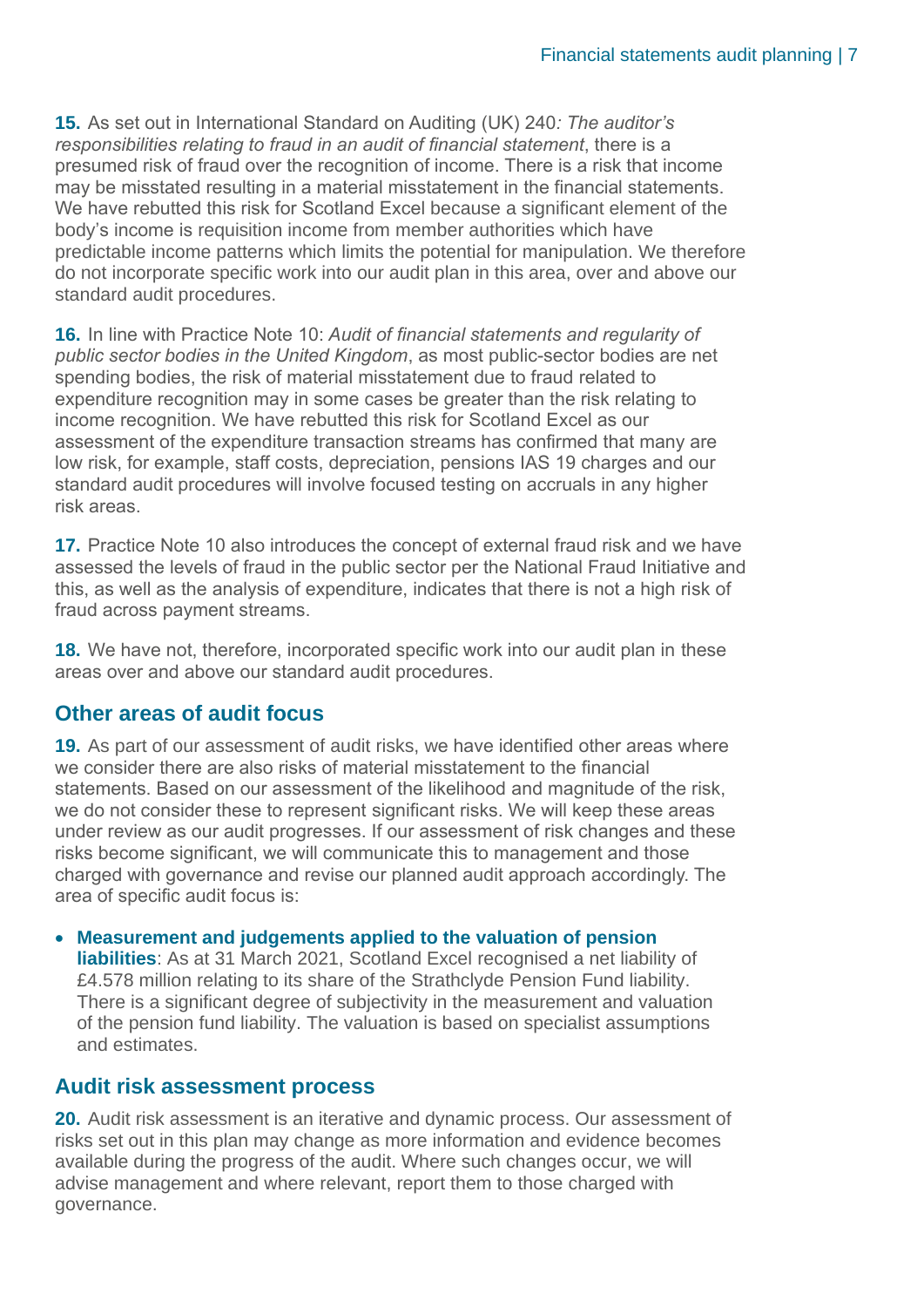**15.** As set out in International Standard on Auditing (UK) 240*: The auditor's responsibilities relating to fraud in an audit of financial statement*, there is a presumed risk of fraud over the recognition of income. There is a risk that income may be misstated resulting in a material misstatement in the financial statements. We have rebutted this risk for Scotland Excel because a significant element of the body's income is requisition income from member authorities which have predictable income patterns which limits the potential for manipulation. We therefore do not incorporate specific work into our audit plan in this area, over and above our standard audit procedures.

**16.** In line with Practice Note 10: *Audit of financial statements and regularity of public sector bodies in the United Kingdom*, as most public-sector bodies are net spending bodies, the risk of material misstatement due to fraud related to expenditure recognition may in some cases be greater than the risk relating to income recognition. We have rebutted this risk for Scotland Excel as our assessment of the expenditure transaction streams has confirmed that many are low risk, for example, staff costs, depreciation, pensions IAS 19 charges and our standard audit procedures will involve focused testing on accruals in any higher risk areas.

**17.** Practice Note 10 also introduces the concept of external fraud risk and we have assessed the levels of fraud in the public sector per the National Fraud Initiative and this, as well as the analysis of expenditure, indicates that there is not a high risk of fraud across payment streams.

**18.** We have not, therefore, incorporated specific work into our audit plan in these areas over and above our standard audit procedures.

## Other areas of audit focus

**19.** As part of our assessment of audit risks, we have identified other areas where we consider there are also risks of material misstatement to the financial statements. Based on our assessment of the likelihood and magnitude of the risk, we do not consider these to represent significant risks. We will keep these areas under review as our audit progresses. If our assessment of risk changes and these risks become significant, we will communicate this to management and those charged with governance and revise our planned audit approach accordingly. The area of specific audit focus is:

- **Measurement and judgements applied to the valuation of pension liabilities**: As at 31 March 2021, Scotland Excel recognised a net liability of £4.578 million relating to its share of the Strathclyde Pension Fund liability. There is a significant degree of subjectivity in the measurement and valuation of the pension fund liability. The valuation is based on specialist assumptions and estimates.

## Audit risk assessment process

**20.** Audit risk assessment is an iterative and dynamic process. Our assessment of risks set out in this plan may change as more information and evidence becomes available during the progress of the audit. Where such changes occur, we will advise management and where relevant, report them to those charged with governance.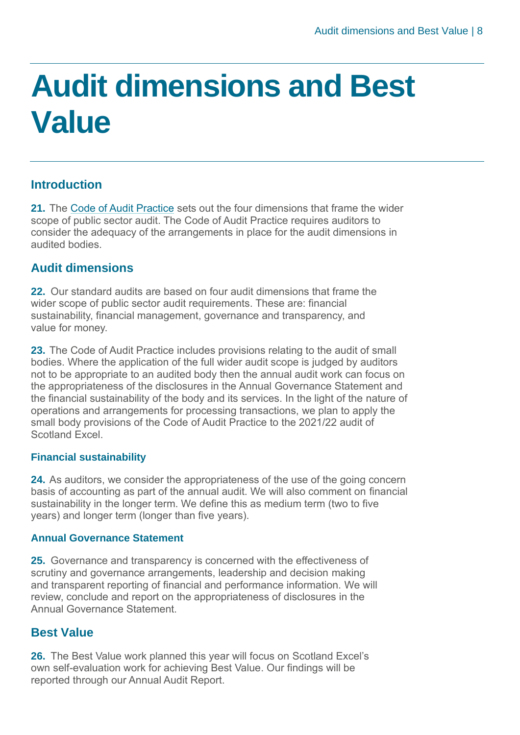# Audit dimensions and Best Value

## Introduction

**21.** The Code of Audit Practice sets out the four dimensions that frame the wider scope of public sector audit. The Code of Audit Practice requires auditors to consider the adequacy of the arrangements in place for the audit dimensions in audited bodies.

## Audit dimensions

**22.** Our standard audits are based on four audit dimensions that frame the wider scope of public sector audit requirements. These are: financial sustainability, financial management, governance and transparency, and value for money.

**23.** The Code of Audit Practice includes provisions relating to the audit of small bodies. Where the application of the full wider audit scope is judged by auditors not to be appropriate to an audited body then the annual audit work can focus on the appropriateness of the disclosures in the Annual Governance Statement and the financial sustainability of the body and its services. In the light of the nature of operations and arrangements for processing transactions, we plan to apply the small body provisions of the Code of Audit Practice to the 2021/22 audit of Scotland Excel.

### Financial sustainability

**24.** As auditors, we consider the appropriateness of the use of the going concern basis of accounting as part of the annual audit. We will also comment on financial sustainability in the longer term. We define this as medium term (two to five years) and longer term (longer than five years).

### Annual Governance Statement

**25.** Governance and transparency is concerned with the effectiveness of scrutiny and governance arrangements, leadership and decision making and transparent reporting of financial and performance information. We will review, conclude and report on the appropriateness of disclosures in the Annual Governance Statement.

## Best Value

**26.** The Best Value work planned this year will focus on Scotland Excel's own self-evaluation work for achieving Best Value. Our findings will be reported through our Annual Audit Report.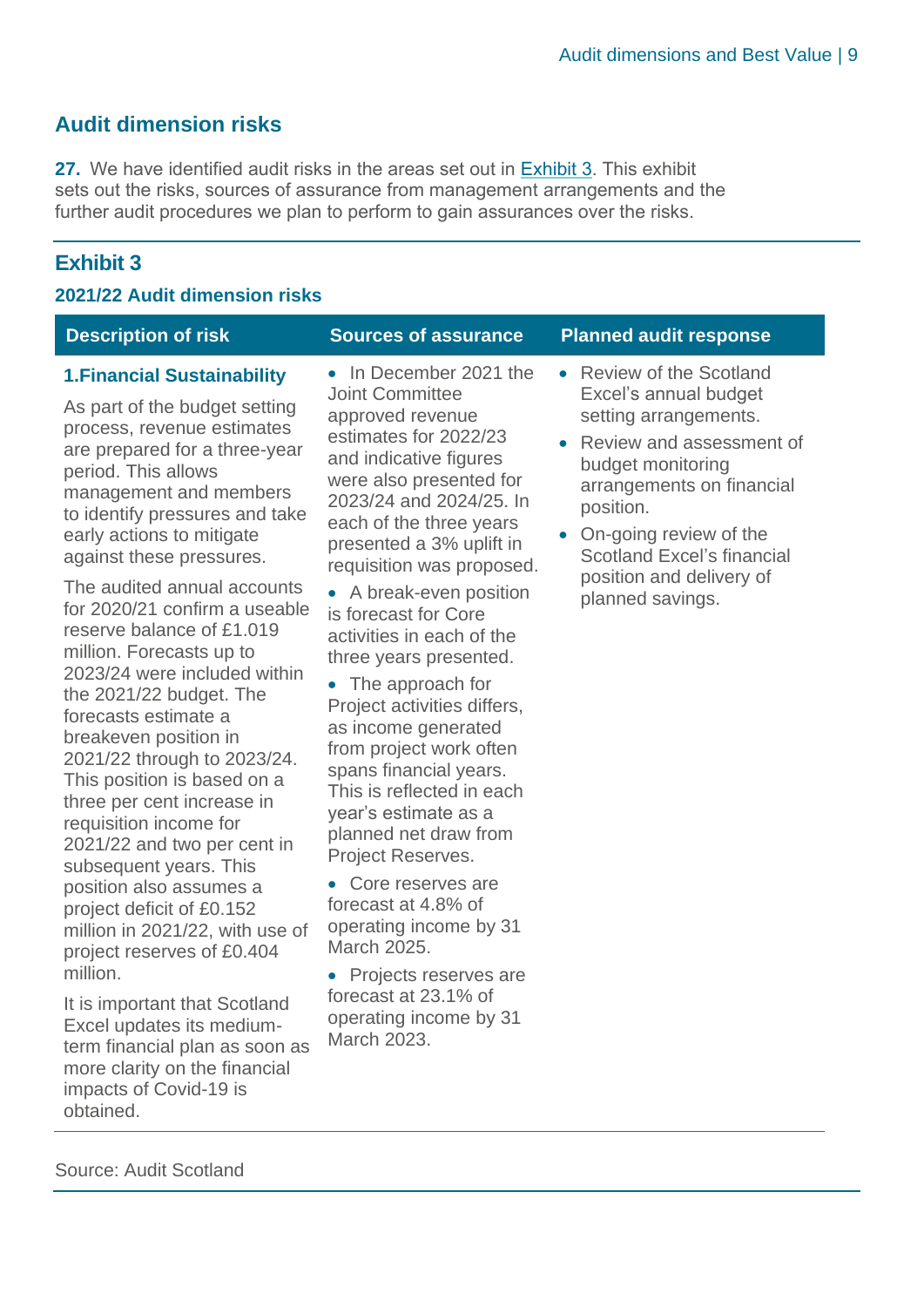## Audit dimension risks

**27.** We have identified audit risks in the areas set out in Exhibit 3. This exhibit sets out the risks, sources of assurance from management arrangements and the further audit procedures we plan to perform to gain assurances over the risks.

### Exhibit 3

**2021/22 Audit dimension risks**

| Description of risk | Sources of assurance | Planned audit response |
| --- | --- | --- |
| **1.Financial Sustainability**<br><br>As part of the budget setting process, revenue estimates are prepared for a three-year period. This allows management and members to identify pressures and take early actions to mitigate against these pressures.<br><br>The audited annual accounts for 2020/21 confirm a useable reserve balance of £1.019 million. Forecasts up to 2023/24 were included within the 2021/22 budget. The forecasts estimate a breakeven position in 2021/22 through to 2023/24. This position is based on a three per cent increase in requisition income for 2021/22 and two per cent in subsequent years. This position also assumes a project deficit of £0.152 million in 2021/22, with use of project reserves of £0.404 million.<br><br>It is important that Scotland Excel updates its medium-term financial plan as soon as more clarity on the financial impacts of Covid-19 is obtained. | • In December 2021 the Joint Committee approved revenue estimates for 2022/23 and indicative figures were also presented for 2023/24 and 2024/25. In each of the three years presented a 3% uplift in requisition was proposed.<br><br>• A break-even position is forecast for Core activities in each of the three years presented.<br><br>• The approach for Project activities differs, as income generated from project work often spans financial years. This is reflected in each year's estimate as a planned net draw from Project Reserves.<br><br>• Core reserves are forecast at 4.8% of operating income by 31 March 2025.<br><br>• Projects reserves are forecast at 23.1% of operating income by 31 March 2023. | • Review of the Scotland Excel's annual budget setting arrangements.<br><br>• Review and assessment of budget monitoring arrangements on financial position.<br><br>• On-going review of the Scotland Excel's financial position and delivery of planned savings. |

Source: Audit Scotland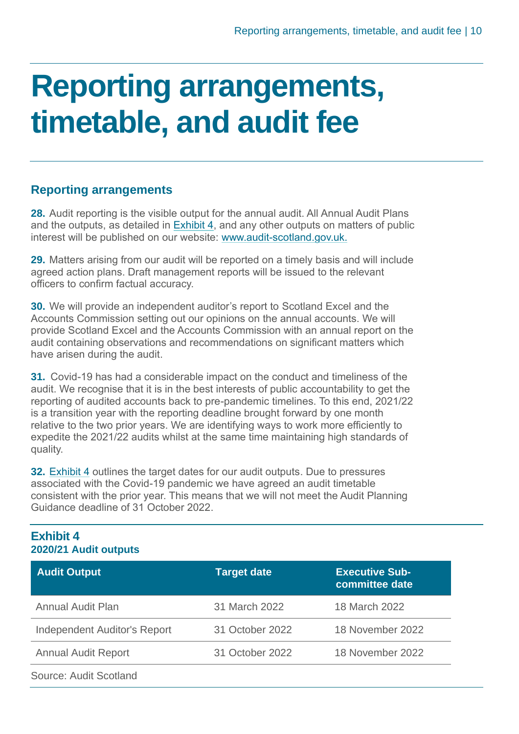# Reporting arrangements, timetable, and audit fee

## Reporting arrangements

**28.** Audit reporting is the visible output for the annual audit. All Annual Audit Plans and the outputs, as detailed in Exhibit 4, and any other outputs on matters of public interest will be published on our website: www.audit-scotland.gov.uk.

**29.** Matters arising from our audit will be reported on a timely basis and will include agreed action plans. Draft management reports will be issued to the relevant officers to confirm factual accuracy.

**30.** We will provide an independent auditor's report to Scotland Excel and the Accounts Commission setting out our opinions on the annual accounts. We will provide Scotland Excel and the Accounts Commission with an annual report on the audit containing observations and recommendations on significant matters which have arisen during the audit.

**31.** Covid-19 has had a considerable impact on the conduct and timeliness of the audit. We recognise that it is in the best interests of public accountability to get the reporting of audited accounts back to pre-pandemic timelines. To this end, 2021/22 is a transition year with the reporting deadline brought forward by one month relative to the two prior years. We are identifying ways to work more efficiently to expedite the 2021/22 audits whilst at the same time maintaining high standards of quality.

**32.** Exhibit 4 outlines the target dates for our audit outputs. Due to pressures associated with the Covid-19 pandemic we have agreed an audit timetable consistent with the prior year. This means that we will not meet the Audit Planning Guidance deadline of 31 October 2022.

**Exhibit 4**
**2020/21 Audit outputs**

| Audit Output | Target date | Executive Sub-committee date |
|---|---|---|
| Annual Audit Plan | 31 March 2022 | 18 March 2022 |
| Independent Auditor's Report | 31 October 2022 | 18 November 2022 |
| Annual Audit Report | 31 October 2022 | 18 November 2022 |

Source: Audit Scotland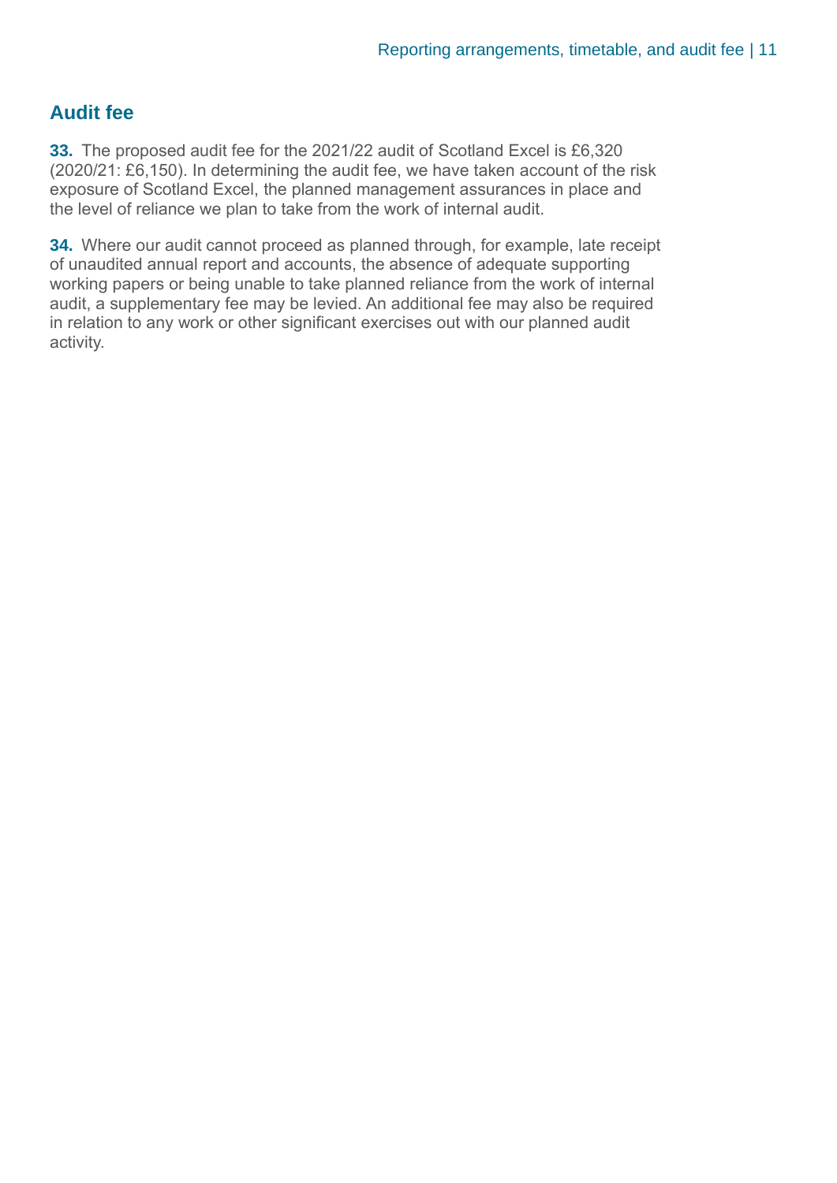## Audit fee

**33.** The proposed audit fee for the 2021/22 audit of Scotland Excel is £6,320 (2020/21: £6,150). In determining the audit fee, we have taken account of the risk exposure of Scotland Excel, the planned management assurances in place and the level of reliance we plan to take from the work of internal audit.

**34.** Where our audit cannot proceed as planned through, for example, late receipt of unaudited annual report and accounts, the absence of adequate supporting working papers or being unable to take planned reliance from the work of internal audit, a supplementary fee may be levied. An additional fee may also be required in relation to any work or other significant exercises out with our planned audit activity.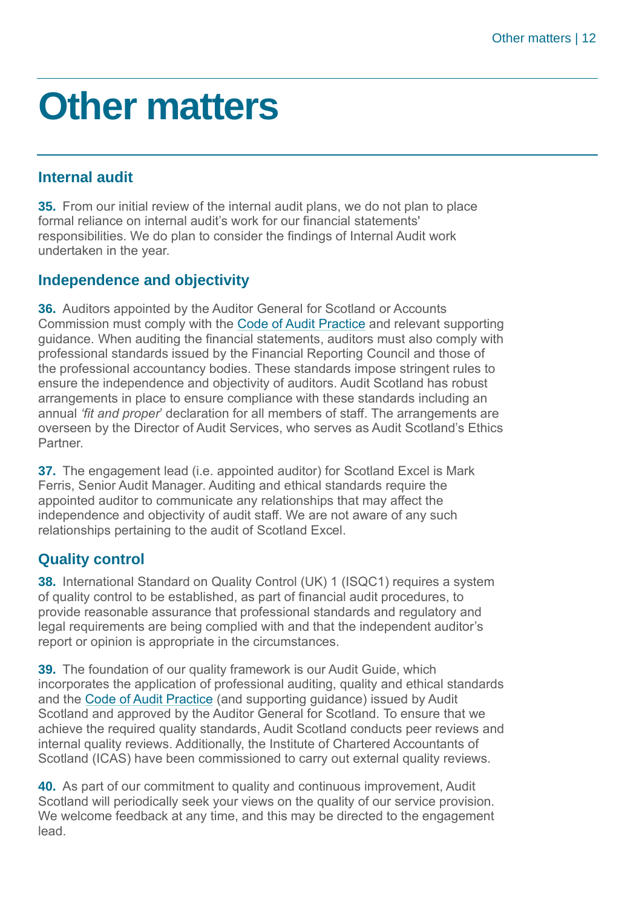# Other matters

## Internal audit

**35.** From our initial review of the internal audit plans, we do not plan to place formal reliance on internal audit's work for our financial statements' responsibilities. We do plan to consider the findings of Internal Audit work undertaken in the year.

## Independence and objectivity

**36.** Auditors appointed by the Auditor General for Scotland or Accounts Commission must comply with the Code of Audit Practice and relevant supporting guidance. When auditing the financial statements, auditors must also comply with professional standards issued by the Financial Reporting Council and those of the professional accountancy bodies. These standards impose stringent rules to ensure the independence and objectivity of auditors. Audit Scotland has robust arrangements in place to ensure compliance with these standards including an annual *'fit and proper'* declaration for all members of staff. The arrangements are overseen by the Director of Audit Services, who serves as Audit Scotland's Ethics Partner.

**37.** The engagement lead (i.e. appointed auditor) for Scotland Excel is Mark Ferris, Senior Audit Manager. Auditing and ethical standards require the appointed auditor to communicate any relationships that may affect the independence and objectivity of audit staff. We are not aware of any such relationships pertaining to the audit of Scotland Excel.

## Quality control

**38.** International Standard on Quality Control (UK) 1 (ISQC1) requires a system of quality control to be established, as part of financial audit procedures, to provide reasonable assurance that professional standards and regulatory and legal requirements are being complied with and that the independent auditor's report or opinion is appropriate in the circumstances.

**39.** The foundation of our quality framework is our Audit Guide, which incorporates the application of professional auditing, quality and ethical standards and the Code of Audit Practice (and supporting guidance) issued by Audit Scotland and approved by the Auditor General for Scotland. To ensure that we achieve the required quality standards, Audit Scotland conducts peer reviews and internal quality reviews. Additionally, the Institute of Chartered Accountants of Scotland (ICAS) have been commissioned to carry out external quality reviews.

**40.** As part of our commitment to quality and continuous improvement, Audit Scotland will periodically seek your views on the quality of our service provision. We welcome feedback at any time, and this may be directed to the engagement lead.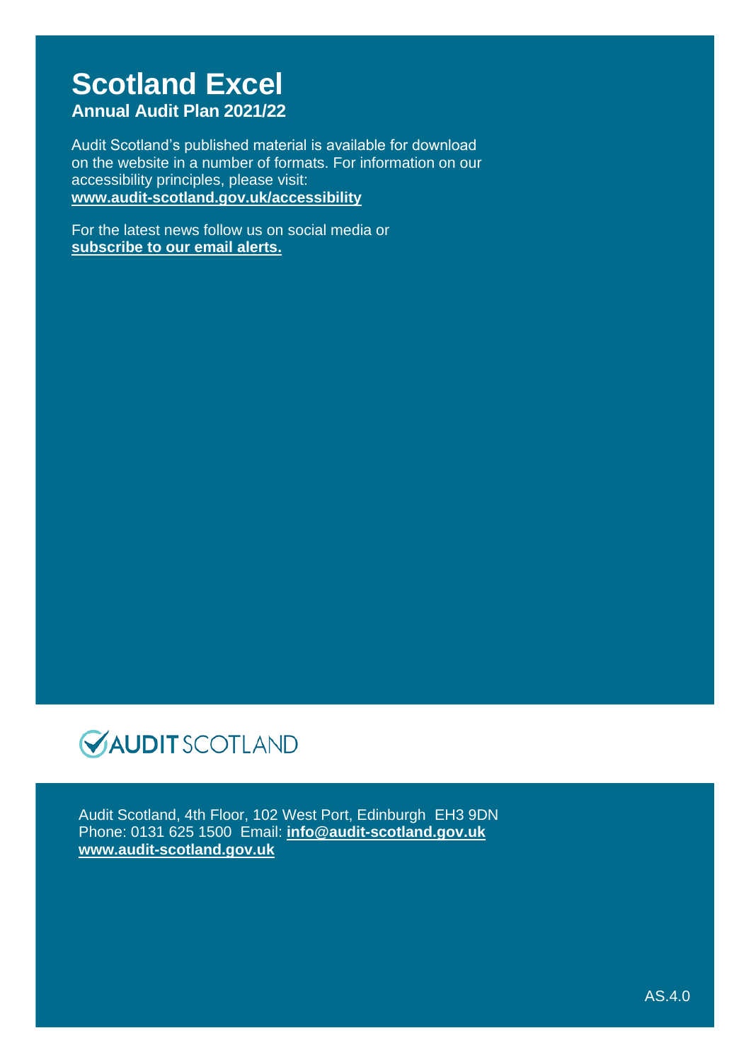# Scotland Excel

**Annual Audit Plan 2021/22**

Audit Scotland's published material is available for download on the website in a number of formats. For information on our accessibility principles, please visit:
**www.audit-scotland.gov.uk/accessibility**

For the latest news follow us on social media or
**subscribe to our email alerts.**

AUDIT SCOTLAND

Audit Scotland, 4th Floor, 102 West Port, Edinburgh EH3 9DN
Phone: 0131 625 1500 Email: **info@audit-scotland.gov.uk**
**www.audit-scotland.gov.uk**

AS.4.0